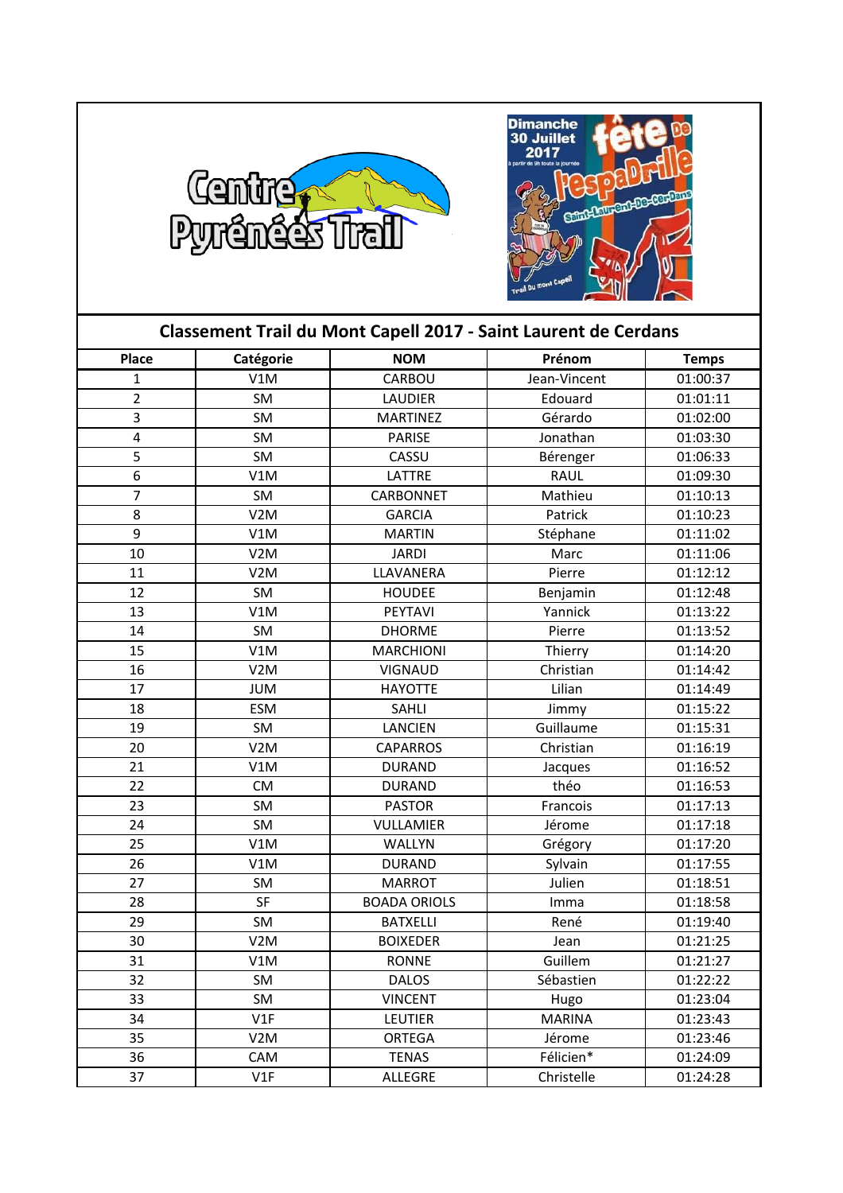## Classement Trail du Mont Capell 2017 - Saint Laurent de Cerdans

| Place | Catégorie | NOM | Prénom | Temps |
|---|---|---|---|---|
| 1 | V1M | CARBOU | Jean-Vincent | 01:00:37 |
| 2 | SM | LAUDIER | Edouard | 01:01:11 |
| 3 | SM | MARTINEZ | Gérardo | 01:02:00 |
| 4 | SM | PARISE | Jonathan | 01:03:30 |
| 5 | SM | CASSU | Bérenger | 01:06:33 |
| 6 | V1M | LATTRE | RAUL | 01:09:30 |
| 7 | SM | CARBONNET | Mathieu | 01:10:13 |
| 8 | V2M | GARCIA | Patrick | 01:10:23 |
| 9 | V1M | MARTIN | Stéphane | 01:11:02 |
| 10 | V2M | JARDI | Marc | 01:11:06 |
| 11 | V2M | LLAVANERA | Pierre | 01:12:12 |
| 12 | SM | HOUDEE | Benjamin | 01:12:48 |
| 13 | V1M | PEYTAVI | Yannick | 01:13:22 |
| 14 | SM | DHORME | Pierre | 01:13:52 |
| 15 | V1M | MARCHIONI | Thierry | 01:14:20 |
| 16 | V2M | VIGNAUD | Christian | 01:14:42 |
| 17 | JUM | HAYOTTE | Lilian | 01:14:49 |
| 18 | ESM | SAHLI | Jimmy | 01:15:22 |
| 19 | SM | LANCIEN | Guillaume | 01:15:31 |
| 20 | V2M | CAPARROS | Christian | 01:16:19 |
| 21 | V1M | DURAND | Jacques | 01:16:52 |
| 22 | CM | DURAND | théo | 01:16:53 |
| 23 | SM | PASTOR | Francois | 01:17:13 |
| 24 | SM | VULLAMIER | Jérome | 01:17:18 |
| 25 | V1M | WALLYN | Grégory | 01:17:20 |
| 26 | V1M | DURAND | Sylvain | 01:17:55 |
| 27 | SM | MARROT | Julien | 01:18:51 |
| 28 | SF | BOADA ORIOLS | Imma | 01:18:58 |
| 29 | SM | BATXELLI | René | 01:19:40 |
| 30 | V2M | BOIXEDER | Jean | 01:21:25 |
| 31 | V1M | RONNE | Guillem | 01:21:27 |
| 32 | SM | DALOS | Sébastien | 01:22:22 |
| 33 | SM | VINCENT | Hugo | 01:23:04 |
| 34 | V1F | LEUTIER | MARINA | 01:23:43 |
| 35 | V2M | ORTEGA | Jérome | 01:23:46 |
| 36 | CAM | TENAS | Félicien* | 01:24:09 |
| 37 | V1F | ALLEGRE | Christelle | 01:24:28 |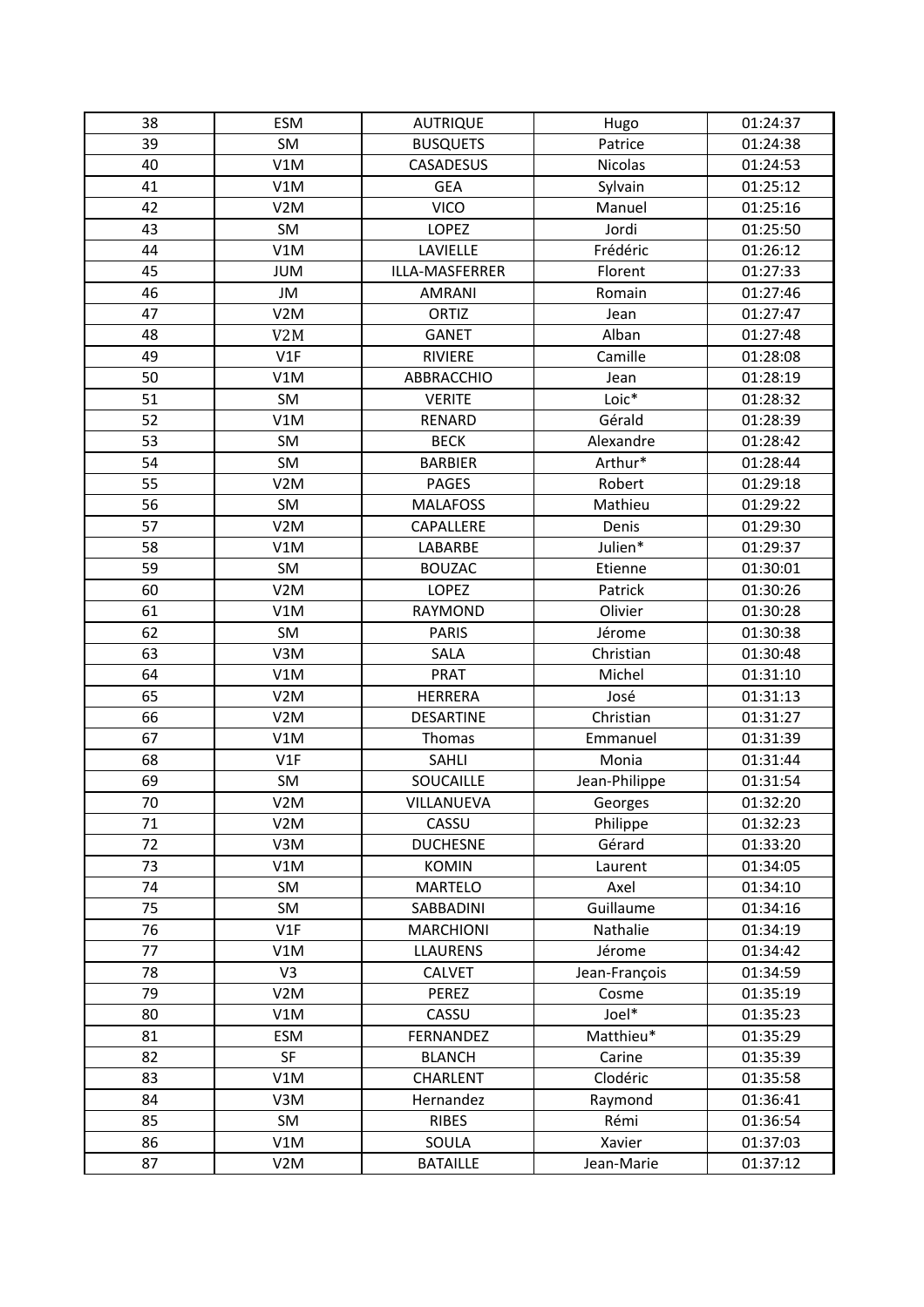| 38 | ESM | AUTRIQUE | Hugo | 01:24:37 |
|---|---|---|---|---|
| 39 | SM | BUSQUETS | Patrice | 01:24:38 |
| 40 | V1M | CASADESUS | Nicolas | 01:24:53 |
| 41 | V1M | GEA | Sylvain | 01:25:12 |
| 42 | V2M | VICO | Manuel | 01:25:16 |
| 43 | SM | LOPEZ | Jordi | 01:25:50 |
| 44 | V1M | LAVIELLE | Frédéric | 01:26:12 |
| 45 | JUM | ILLA-MASFERRER | Florent | 01:27:33 |
| 46 | JM | AMRANI | Romain | 01:27:46 |
| 47 | V2M | ORTIZ | Jean | 01:27:47 |
| 48 | V2M | GANET | Alban | 01:27:48 |
| 49 | V1F | RIVIERE | Camille | 01:28:08 |
| 50 | V1M | ABBRACCHIO | Jean | 01:28:19 |
| 51 | SM | VERITE | Loic* | 01:28:32 |
| 52 | V1M | RENARD | Gérald | 01:28:39 |
| 53 | SM | BECK | Alexandre | 01:28:42 |
| 54 | SM | BARBIER | Arthur* | 01:28:44 |
| 55 | V2M | PAGES | Robert | 01:29:18 |
| 56 | SM | MALAFOSS | Mathieu | 01:29:22 |
| 57 | V2M | CAPALLERE | Denis | 01:29:30 |
| 58 | V1M | LABARBE | Julien* | 01:29:37 |
| 59 | SM | BOUZAC | Etienne | 01:30:01 |
| 60 | V2M | LOPEZ | Patrick | 01:30:26 |
| 61 | V1M | RAYMOND | Olivier | 01:30:28 |
| 62 | SM | PARIS | Jérome | 01:30:38 |
| 63 | V3M | SALA | Christian | 01:30:48 |
| 64 | V1M | PRAT | Michel | 01:31:10 |
| 65 | V2M | HERRERA | José | 01:31:13 |
| 66 | V2M | DESARTINE | Christian | 01:31:27 |
| 67 | V1M | Thomas | Emmanuel | 01:31:39 |
| 68 | V1F | SAHLI | Monia | 01:31:44 |
| 69 | SM | SOUCAILLE | Jean-Philippe | 01:31:54 |
| 70 | V2M | VILLANUEVA | Georges | 01:32:20 |
| 71 | V2M | CASSU | Philippe | 01:32:23 |
| 72 | V3M | DUCHESNE | Gérard | 01:33:20 |
| 73 | V1M | KOMIN | Laurent | 01:34:05 |
| 74 | SM | MARTELO | Axel | 01:34:10 |
| 75 | SM | SABBADINI | Guillaume | 01:34:16 |
| 76 | V1F | MARCHIONI | Nathalie | 01:34:19 |
| 77 | V1M | LLAURENS | Jérome | 01:34:42 |
| 78 | V3 | CALVET | Jean-François | 01:34:59 |
| 79 | V2M | PEREZ | Cosme | 01:35:19 |
| 80 | V1M | CASSU | Joel* | 01:35:23 |
| 81 | ESM | FERNANDEZ | Matthieu* | 01:35:29 |
| 82 | SF | BLANCH | Carine | 01:35:39 |
| 83 | V1M | CHARLENT | Clodéric | 01:35:58 |
| 84 | V3M | Hernandez | Raymond | 01:36:41 |
| 85 | SM | RIBES | Rémi | 01:36:54 |
| 86 | V1M | SOULA | Xavier | 01:37:03 |
| 87 | V2M | BATAILLE | Jean-Marie | 01:37:12 |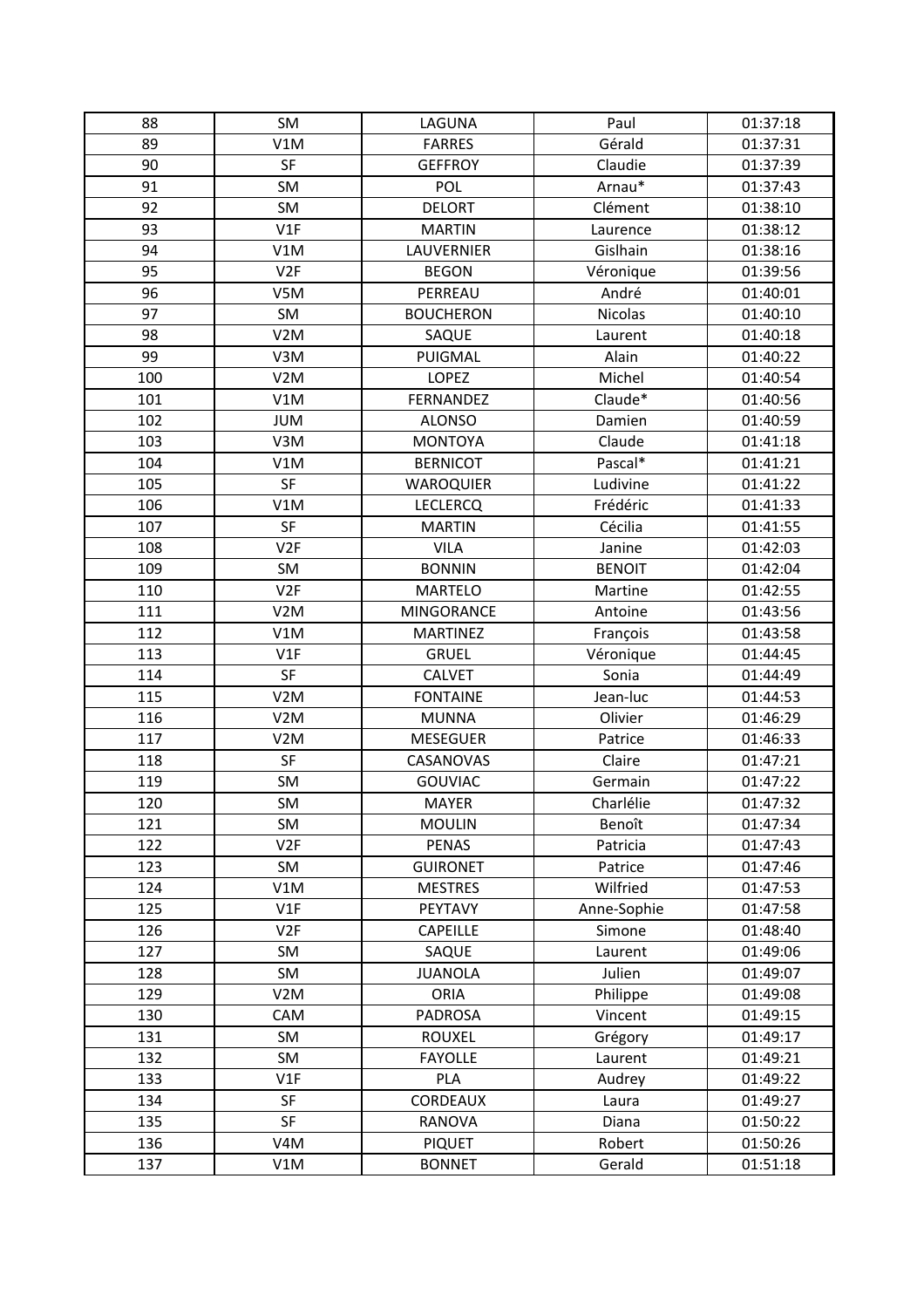| 88 | SM | LAGUNA | Paul | 01:37:18 |
|---|---|---|---|---|
| 89 | V1M | FARRES | Gérald | 01:37:31 |
| 90 | SF | GEFFROY | Claudie | 01:37:39 |
| 91 | SM | POL | Arnau* | 01:37:43 |
| 92 | SM | DELORT | Clément | 01:38:10 |
| 93 | V1F | MARTIN | Laurence | 01:38:12 |
| 94 | V1M | LAUVERNIER | Gislhain | 01:38:16 |
| 95 | V2F | BEGON | Véronique | 01:39:56 |
| 96 | V5M | PERREAU | André | 01:40:01 |
| 97 | SM | BOUCHERON | Nicolas | 01:40:10 |
| 98 | V2M | SAQUE | Laurent | 01:40:18 |
| 99 | V3M | PUIGMAL | Alain | 01:40:22 |
| 100 | V2M | LOPEZ | Michel | 01:40:54 |
| 101 | V1M | FERNANDEZ | Claude* | 01:40:56 |
| 102 | JUM | ALONSO | Damien | 01:40:59 |
| 103 | V3M | MONTOYA | Claude | 01:41:18 |
| 104 | V1M | BERNICOT | Pascal* | 01:41:21 |
| 105 | SF | WAROQUIER | Ludivine | 01:41:22 |
| 106 | V1M | LECLERCQ | Frédéric | 01:41:33 |
| 107 | SF | MARTIN | Cécilia | 01:41:55 |
| 108 | V2F | VILA | Janine | 01:42:03 |
| 109 | SM | BONNIN | BENOIT | 01:42:04 |
| 110 | V2F | MARTELO | Martine | 01:42:55 |
| 111 | V2M | MINGORANCE | Antoine | 01:43:56 |
| 112 | V1M | MARTINEZ | François | 01:43:58 |
| 113 | V1F | GRUEL | Véronique | 01:44:45 |
| 114 | SF | CALVET | Sonia | 01:44:49 |
| 115 | V2M | FONTAINE | Jean-luc | 01:44:53 |
| 116 | V2M | MUNNA | Olivier | 01:46:29 |
| 117 | V2M | MESEGUER | Patrice | 01:46:33 |
| 118 | SF | CASANOVAS | Claire | 01:47:21 |
| 119 | SM | GOUVIAC | Germain | 01:47:22 |
| 120 | SM | MAYER | Charlélie | 01:47:32 |
| 121 | SM | MOULIN | Benoît | 01:47:34 |
| 122 | V2F | PENAS | Patricia | 01:47:43 |
| 123 | SM | GUIRONET | Patrice | 01:47:46 |
| 124 | V1M | MESTRES | Wilfried | 01:47:53 |
| 125 | V1F | PEYTAVY | Anne-Sophie | 01:47:58 |
| 126 | V2F | CAPEILLE | Simone | 01:48:40 |
| 127 | SM | SAQUE | Laurent | 01:49:06 |
| 128 | SM | JUANOLA | Julien | 01:49:07 |
| 129 | V2M | ORIA | Philippe | 01:49:08 |
| 130 | CAM | PADROSA | Vincent | 01:49:15 |
| 131 | SM | ROUXEL | Grégory | 01:49:17 |
| 132 | SM | FAYOLLE | Laurent | 01:49:21 |
| 133 | V1F | PLA | Audrey | 01:49:22 |
| 134 | SF | CORDEAUX | Laura | 01:49:27 |
| 135 | SF | RANOVA | Diana | 01:50:22 |
| 136 | V4M | PIQUET | Robert | 01:50:26 |
| 137 | V1M | BONNET | Gerald | 01:51:18 |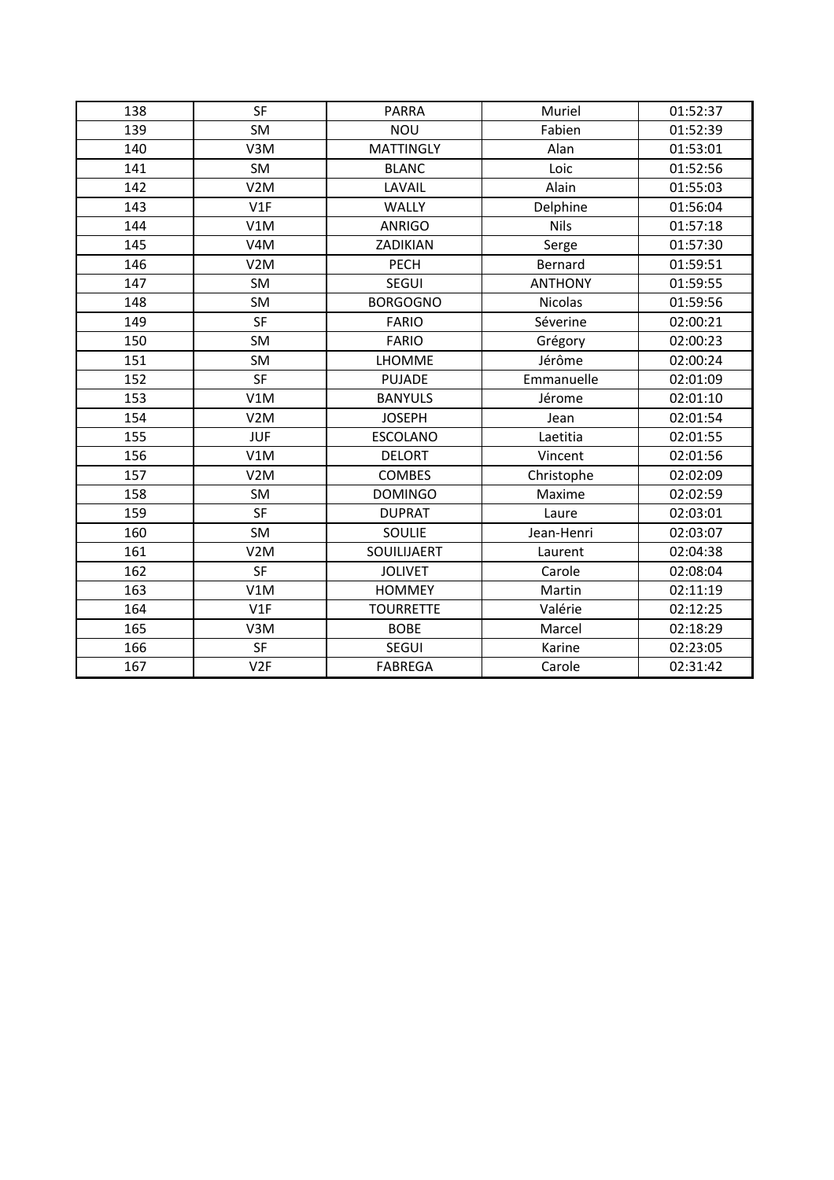| | | | | |
|---|---|---|---|---|
| 138 | SF | PARRA | Muriel | 01:52:37 |
| 139 | SM | NOU | Fabien | 01:52:39 |
| 140 | V3M | MATTINGLY | Alan | 01:53:01 |
| 141 | SM | BLANC | Loic | 01:52:56 |
| 142 | V2M | LAVAIL | Alain | 01:55:03 |
| 143 | V1F | WALLY | Delphine | 01:56:04 |
| 144 | V1M | ANRIGO | Nils | 01:57:18 |
| 145 | V4M | ZADIKIAN | Serge | 01:57:30 |
| 146 | V2M | PECH | Bernard | 01:59:51 |
| 147 | SM | SEGUI | ANTHONY | 01:59:55 |
| 148 | SM | BORGOGNO | Nicolas | 01:59:56 |
| 149 | SF | FARIO | Séverine | 02:00:21 |
| 150 | SM | FARIO | Grégory | 02:00:23 |
| 151 | SM | LHOMME | Jérôme | 02:00:24 |
| 152 | SF | PUJADE | Emmanuelle | 02:01:09 |
| 153 | V1M | BANYULS | Jérome | 02:01:10 |
| 154 | V2M | JOSEPH | Jean | 02:01:54 |
| 155 | JUF | ESCOLANO | Laetitia | 02:01:55 |
| 156 | V1M | DELORT | Vincent | 02:01:56 |
| 157 | V2M | COMBES | Christophe | 02:02:09 |
| 158 | SM | DOMINGO | Maxime | 02:02:59 |
| 159 | SF | DUPRAT | Laure | 02:03:01 |
| 160 | SM | SOULIE | Jean-Henri | 02:03:07 |
| 161 | V2M | SOUILIJAERT | Laurent | 02:04:38 |
| 162 | SF | JOLIVET | Carole | 02:08:04 |
| 163 | V1M | HOMMEY | Martin | 02:11:19 |
| 164 | V1F | TOURRETTE | Valérie | 02:12:25 |
| 165 | V3M | BOBE | Marcel | 02:18:29 |
| 166 | SF | SEGUI | Karine | 02:23:05 |
| 167 | V2F | FABREGA | Carole | 02:31:42 |